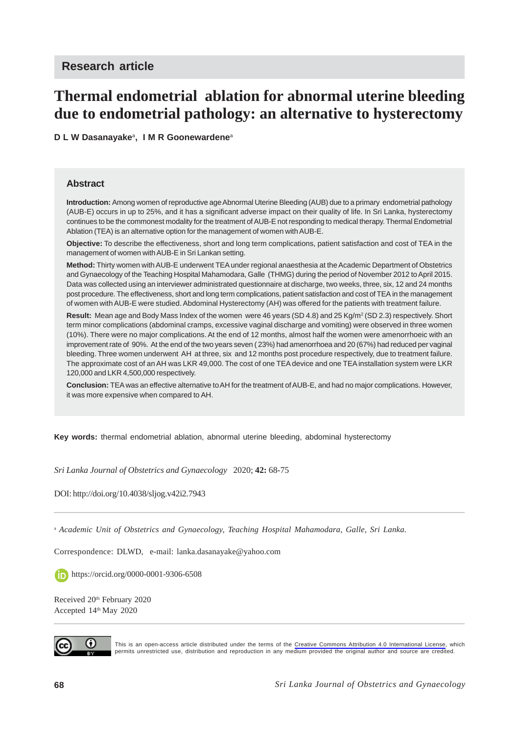Research article

# Thermal endometrial ablation for abnormal uterine bleeding due to endometrial pathology: an alternative to hysterectomy

**D L W Dasanayake**[a], **I M R Goonewardene**[a]

## Abstract

**Introduction:** Among women of reproductive age Abnormal Uterine Bleeding (AUB) due to a primary endometrial pathology (AUB-E) occurs in up to 25%, and it has a significant adverse impact on their quality of life. In Sri Lanka, hysterectomy continues to be the commonest modality for the treatment of AUB-E not responding to medical therapy. Thermal Endometrial Ablation (TEA) is an alternative option for the management of women with AUB-E.

**Objective:** To describe the effectiveness, short and long term complications, patient satisfaction and cost of TEA in the management of women with AUB-E in Sri Lankan setting.

**Method:** Thirty women with AUB-E underwent TEA under regional anaesthesia at the Academic Department of Obstetrics and Gynaecology of the Teaching Hospital Mahamodara, Galle (THMG) during the period of November 2012 to April 2015. Data was collected using an interviewer administrated questionnaire at discharge, two weeks, three, six, 12 and 24 months post procedure. The effectiveness, short and long term complications, patient satisfaction and cost of TEA in the management of women with AUB-E were studied. Abdominal Hysterectomy (AH) was offered for the patients with treatment failure.

**Result:** Mean age and Body Mass Index of the women were 46 years (SD 4.8) and 25 Kg/m$^2$ (SD 2.3) respectively. Short term minor complications (abdominal cramps, excessive vaginal discharge and vomiting) were observed in three women (10%). There were no major complications. At the end of 12 months, almost half the women were amenorrhoeic with an improvement rate of 90%. At the end of the two years seven ( 23%) had amenorrhoea and 20 (67%) had reduced per vaginal bleeding. Three women underwent AH at three, six and 12 months post procedure respectively, due to treatment failure. The approximate cost of an AH was LKR 49,000. The cost of one TEA device and one TEA installation system were LKR 120,000 and LKR 4,500,000 respectively.

**Conclusion:** TEA was an effective alternative to AH for the treatment of AUB-E, and had no major complications. However, it was more expensive when compared to AH.

**Key words:** thermal endometrial ablation, abnormal uterine bleeding, abdominal hysterectomy

*Sri Lanka Journal of Obstetrics and Gynaecology* 2020; **42:** 68-75

DOI: http://doi.org/10.4038/sljog.v42i2.7943

[a] *Academic Unit of Obstetrics and Gynaecology, Teaching Hospital Mahamodara, Galle, Sri Lanka.*

Correspondence: DLWD, e-mail: lanka.dasanayake@yahoo.com

https://orcid.org/0000-0001-9306-6508

Received 20th February 2020
Accepted 14th May 2020

This is an open-access article distributed under the terms of the Creative Commons Attribution 4.0 International License, which permits unrestricted use, distribution and reproduction in any medium provided the original author and source are credited.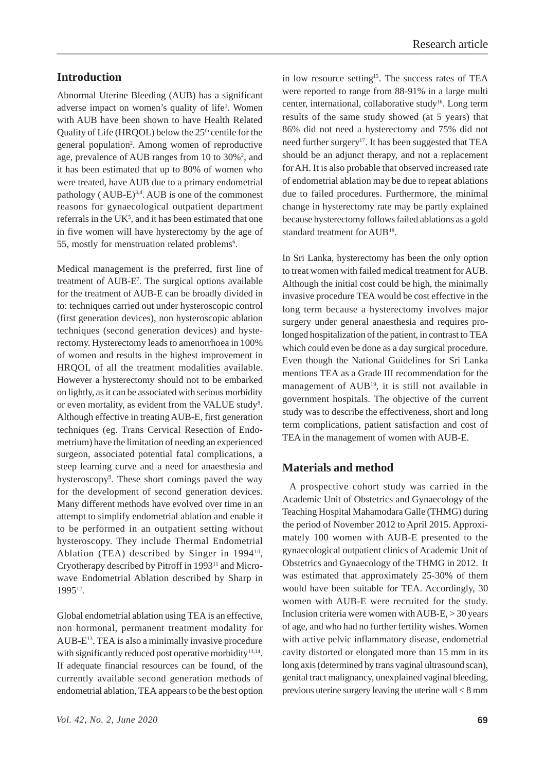## Introduction

Abnormal Uterine Bleeding (AUB) has a significant adverse impact on women's quality of life[1]. Women with AUB have been shown to have Health Related Quality of Life (HRQOL) below the 25th centile for the general population[2]. Among women of reproductive age, prevalence of AUB ranges from 10 to 30%[2], and it has been estimated that up to 80% of women who were treated, have AUB due to a primary endometrial pathology ( AUB-E)[3,4]. AUB is one of the commonest reasons for gynaecological outpatient department referrals in the UK[5], and it has been estimated that one in five women will have hysterectomy by the age of 55, mostly for menstruation related problems[6].

Medical management is the preferred, first line of treatment of AUB-E[7]. The surgical options available for the treatment of AUB-E can be broadly divided in to: techniques carried out under hysteroscopic control (first generation devices), non hysteroscopic ablation techniques (second generation devices) and hysterectomy. Hysterectomy leads to amenorrhoea in 100% of women and results in the highest improvement in HRQOL of all the treatment modalities available. However a hysterectomy should not to be embarked on lightly, as it can be associated with serious morbidity or even mortality, as evident from the VALUE study[8]. Although effective in treating AUB-E, first generation techniques (eg. Trans Cervical Resection of Endometrium) have the limitation of needing an experienced surgeon, associated potential fatal complications, a steep learning curve and a need for anaesthesia and hysteroscopy[9]. These short comings paved the way for the development of second generation devices. Many different methods have evolved over time in an attempt to simplify endometrial ablation and enable it to be performed in an outpatient setting without hysteroscopy. They include Thermal Endometrial Ablation (TEA) described by Singer in 1994[10], Cryotherapy described by Pitroff in 1993[11] and Microwave Endometrial Ablation described by Sharp in 1995[12].

Global endometrial ablation using TEA is an effective, non hormonal, permanent treatment modality for AUB-E[13]. TEA is also a minimally invasive procedure with significantly reduced post operative morbidity[13,14]. If adequate financial resources can be found, of the currently available second generation methods of endometrial ablation, TEA appears to be the best option in low resource setting[15]. The success rates of TEA were reported to range from 88-91% in a large multi center, international, collaborative study[16]. Long term results of the same study showed (at 5 years) that 86% did not need a hysterectomy and 75% did not need further surgery[17]. It has been suggested that TEA should be an adjunct therapy, and not a replacement for AH. It is also probable that observed increased rate of endometrial ablation may be due to repeat ablations due to failed procedures. Furthermore, the minimal change in hysterectomy rate may be partly explained because hysterectomy follows failed ablations as a gold standard treatment for AUB[18].

In Sri Lanka, hysterectomy has been the only option to treat women with failed medical treatment for AUB. Although the initial cost could be high, the minimally invasive procedure TEA would be cost effective in the long term because a hysterectomy involves major surgery under general anaesthesia and requires prolonged hospitalization of the patient, in contrast to TEA which could even be done as a day surgical procedure. Even though the National Guidelines for Sri Lanka mentions TEA as a Grade III recommendation for the management of AUB[19], it is still not available in government hospitals. The objective of the current study was to describe the effectiveness, short and long term complications, patient satisfaction and cost of TEA in the management of women with AUB-E.

## Materials and method

A prospective cohort study was carried in the Academic Unit of Obstetrics and Gynaecology of the Teaching Hospital Mahamodara Galle (THMG) during the period of November 2012 to April 2015. Approximately 100 women with AUB-E presented to the gynaecological outpatient clinics of Academic Unit of Obstetrics and Gynaecology of the THMG in 2012. It was estimated that approximately 25-30% of them would have been suitable for TEA. Accordingly, 30 women with AUB-E were recruited for the study. Inclusion criteria were women with AUB-E, > 30 years of age, and who had no further fertility wishes. Women with active pelvic inflammatory disease, endometrial cavity distorted or elongated more than 15 mm in its long axis (determined by trans vaginal ultrasound scan), genital tract malignancy, unexplained vaginal bleeding, previous uterine surgery leaving the uterine wall < 8 mm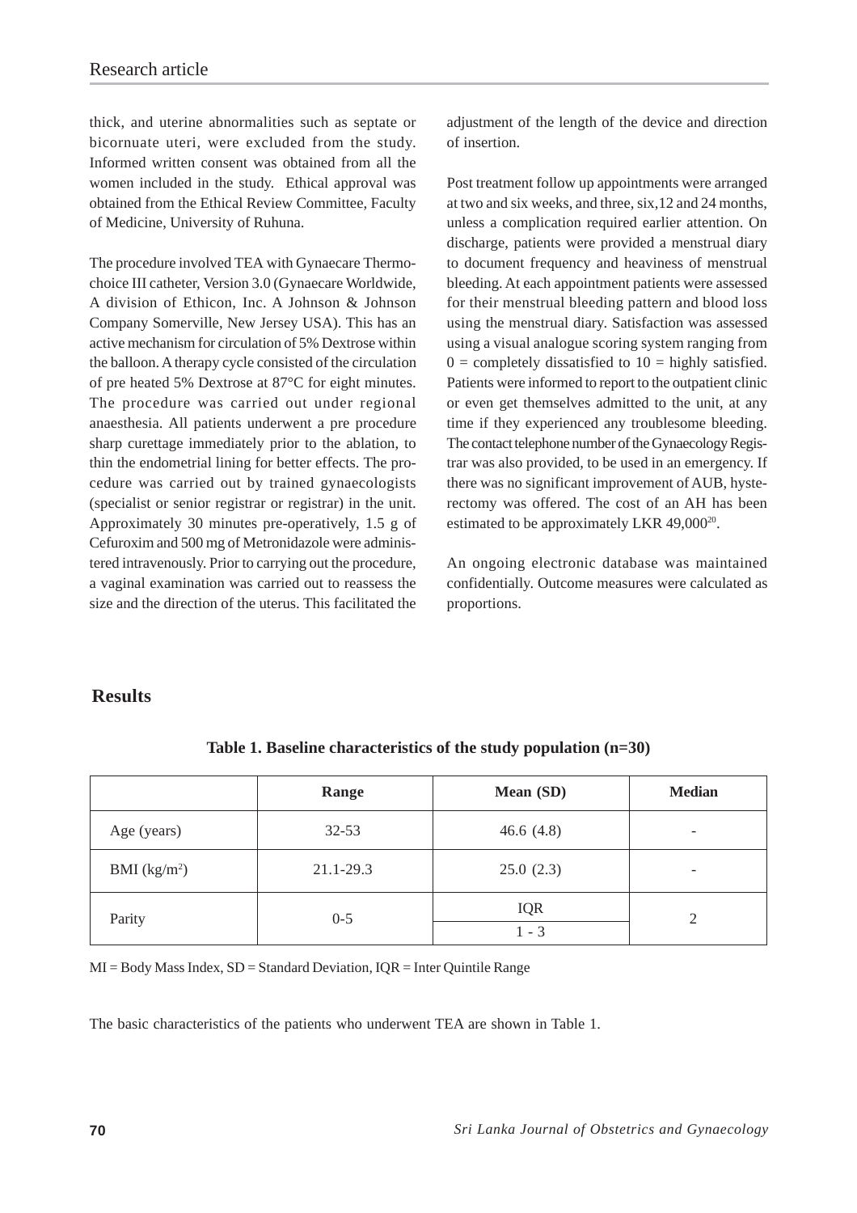thick, and uterine abnormalities such as septate or bicornuate uteri, were excluded from the study. Informed written consent was obtained from all the women included in the study. Ethical approval was obtained from the Ethical Review Committee, Faculty of Medicine, University of Ruhuna.

The procedure involved TEA with Gynaecare Thermochoice III catheter, Version 3.0 (Gynaecare Worldwide, A division of Ethicon, Inc. A Johnson & Johnson Company Somerville, New Jersey USA). This has an active mechanism for circulation of 5% Dextrose within the balloon. A therapy cycle consisted of the circulation of pre heated 5% Dextrose at 87°C for eight minutes. The procedure was carried out under regional anaesthesia. All patients underwent a pre procedure sharp curettage immediately prior to the ablation, to thin the endometrial lining for better effects. The procedure was carried out by trained gynaecologists (specialist or senior registrar or registrar) in the unit. Approximately 30 minutes pre-operatively, 1.5 g of Cefuroxim and 500 mg of Metronidazole were administered intravenously. Prior to carrying out the procedure, a vaginal examination was carried out to reassess the size and the direction of the uterus. This facilitated the adjustment of the length of the device and direction of insertion.

Post treatment follow up appointments were arranged at two and six weeks, and three, six,12 and 24 months, unless a complication required earlier attention. On discharge, patients were provided a menstrual diary to document frequency and heaviness of menstrual bleeding. At each appointment patients were assessed for their menstrual bleeding pattern and blood loss using the menstrual diary. Satisfaction was assessed using a visual analogue scoring system ranging from 0 = completely dissatisfied to 10 = highly satisfied. Patients were informed to report to the outpatient clinic or even get themselves admitted to the unit, at any time if they experienced any troublesome bleeding. The contact telephone number of the Gynaecology Registrar was also provided, to be used in an emergency. If there was no significant improvement of AUB, hysterectomy was offered. The cost of an AH has been estimated to be approximately LKR 49,000[20].

An ongoing electronic database was maintained confidentially. Outcome measures were calculated as proportions.

## Results

**Table 1. Baseline characteristics of the study population (n=30)**

| | Range | Mean (SD) | Median |
|---|---|---|---|
| Age (years) | 32-53 | 46.6 (4.8) | - |
| BMI (kg/m$^2$) | 21.1-29.3 | 25.0 (2.3) | - |
| Parity | 0-5 | IQR<br>1 - 3 | 2 |

MI = Body Mass Index, SD = Standard Deviation, IQR = Inter Quintile Range

The basic characteristics of the patients who underwent TEA are shown in Table 1.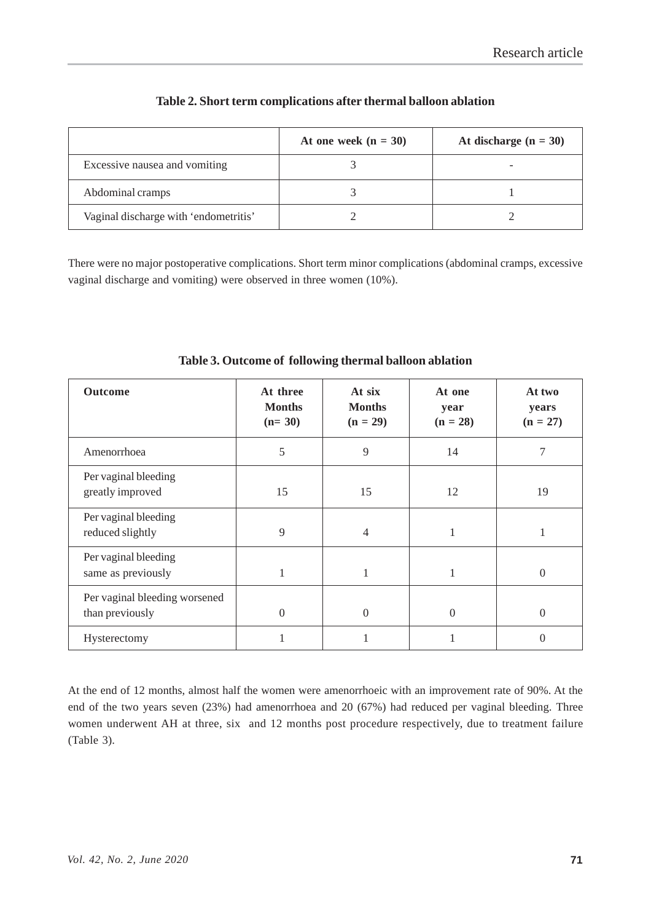**Table 2. Short term complications after thermal balloon ablation**

| | At one week (n = 30) | At discharge (n = 30) |
|---|---|---|
| Excessive nausea and vomiting | 3 | - |
| Abdominal cramps | 3 | 1 |
| Vaginal discharge with 'endometritis' | 2 | 2 |

There were no major postoperative complications. Short term minor complications (abdominal cramps, excessive vaginal discharge and vomiting) were observed in three women (10%).

**Table 3. Outcome of following thermal balloon ablation**

| Outcome | At three Months (n= 30) | At six Months (n = 29) | At one year (n = 28) | At two years (n = 27) |
|---|---|---|---|---|
| Amenorrhoea | 5 | 9 | 14 | 7 |
| Per vaginal bleeding greatly improved | 15 | 15 | 12 | 19 |
| Per vaginal bleeding reduced slightly | 9 | 4 | 1 | 1 |
| Per vaginal bleeding same as previously | 1 | 1 | 1 | 0 |
| Per vaginal bleeding worsened than previously | 0 | 0 | 0 | 0 |
| Hysterectomy | 1 | 1 | 1 | 0 |

At the end of 12 months, almost half the women were amenorrhoeic with an improvement rate of 90%. At the end of the two years seven (23%) had amenorrhoea and 20 (67%) had reduced per vaginal bleeding. Three women underwent AH at three, six and 12 months post procedure respectively, due to treatment failure (Table 3).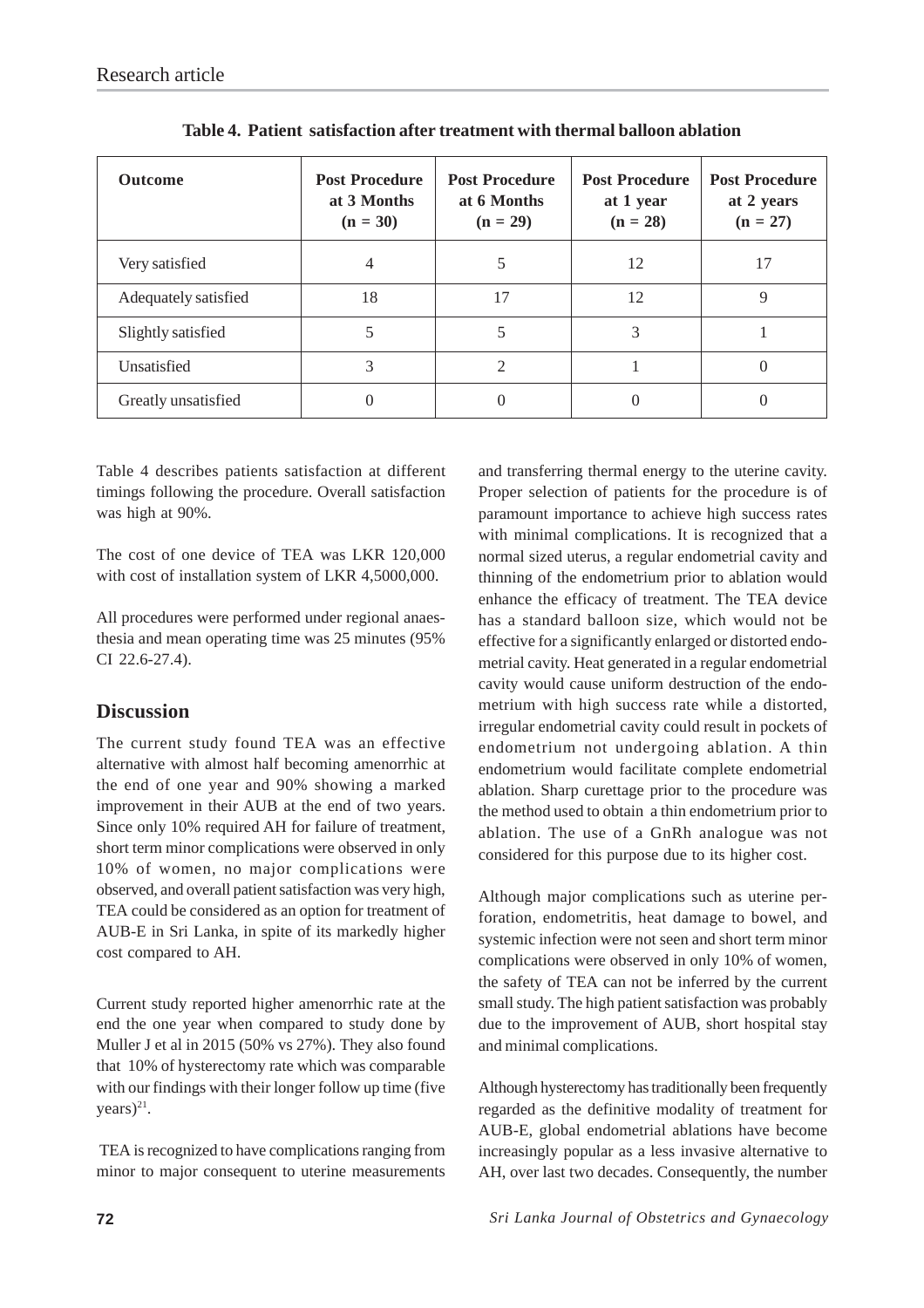**Table 4. Patient satisfaction after treatment with thermal balloon ablation**

| Outcome | Post Procedure at 3 Months (n = 30) | Post Procedure at 6 Months (n = 29) | Post Procedure at 1 year (n = 28) | Post Procedure at 2 years (n = 27) |
|---|---|---|---|---|
| Very satisfied | 4 | 5 | 12 | 17 |
| Adequately satisfied | 18 | 17 | 12 | 9 |
| Slightly satisfied | 5 | 5 | 3 | 1 |
| Unsatisfied | 3 | 2 | 1 | 0 |
| Greatly unsatisfied | 0 | 0 | 0 | 0 |

Table 4 describes patients satisfaction at different timings following the procedure. Overall satisfaction was high at 90%.

The cost of one device of TEA was LKR 120,000 with cost of installation system of LKR 4,5000,000.

All procedures were performed under regional anaesthesia and mean operating time was 25 minutes (95% CI 22.6-27.4).

## Discussion

The current study found TEA was an effective alternative with almost half becoming amenorrhic at the end of one year and 90% showing a marked improvement in their AUB at the end of two years. Since only 10% required AH for failure of treatment, short term minor complications were observed in only 10% of women, no major complications were observed, and overall patient satisfaction was very high, TEA could be considered as an option for treatment of AUB-E in Sri Lanka, in spite of its markedly higher cost compared to AH.

Current study reported higher amenorrhic rate at the end the one year when compared to study done by Muller J et al in 2015 (50% vs 27%). They also found that 10% of hysterectomy rate which was comparable with our findings with their longer follow up time (five years)[21].

TEA is recognized to have complications ranging from minor to major consequent to uterine measurements and transferring thermal energy to the uterine cavity. Proper selection of patients for the procedure is of paramount importance to achieve high success rates with minimal complications. It is recognized that a normal sized uterus, a regular endometrial cavity and thinning of the endometrium prior to ablation would enhance the efficacy of treatment. The TEA device has a standard balloon size, which would not be effective for a significantly enlarged or distorted endometrial cavity. Heat generated in a regular endometrial cavity would cause uniform destruction of the endometrium with high success rate while a distorted, irregular endometrial cavity could result in pockets of endometrium not undergoing ablation. A thin endometrium would facilitate complete endometrial ablation. Sharp curettage prior to the procedure was the method used to obtain a thin endometrium prior to ablation. The use of a GnRh analogue was not considered for this purpose due to its higher cost.

Although major complications such as uterine perforation, endometritis, heat damage to bowel, and systemic infection were not seen and short term minor complications were observed in only 10% of women, the safety of TEA can not be inferred by the current small study. The high patient satisfaction was probably due to the improvement of AUB, short hospital stay and minimal complications.

Although hysterectomy has traditionally been frequently regarded as the definitive modality of treatment for AUB-E, global endometrial ablations have become increasingly popular as a less invasive alternative to AH, over last two decades. Consequently, the number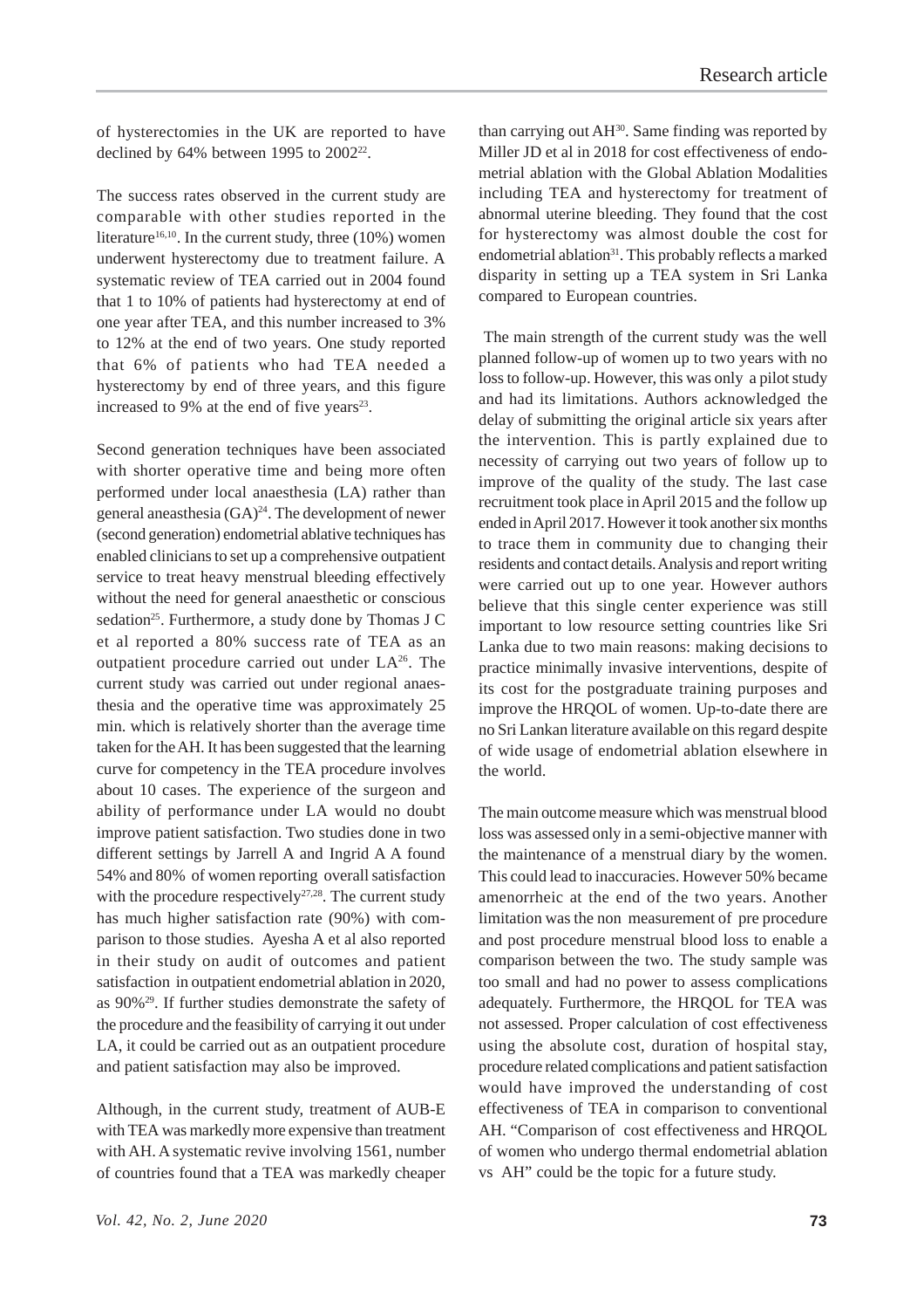of hysterectomies in the UK are reported to have declined by 64% between 1995 to 2002[22].

The success rates observed in the current study are comparable with other studies reported in the literature[16,10]. In the current study, three (10%) women underwent hysterectomy due to treatment failure. A systematic review of TEA carried out in 2004 found that 1 to 10% of patients had hysterectomy at end of one year after TEA, and this number increased to 3% to 12% at the end of two years. One study reported that 6% of patients who had TEA needed a hysterectomy by end of three years, and this figure increased to 9% at the end of five years[23].

Second generation techniques have been associated with shorter operative time and being more often performed under local anaesthesia (LA) rather than general aneasthesia (GA)[24]. The development of newer (second generation) endometrial ablative techniques has enabled clinicians to set up a comprehensive outpatient service to treat heavy menstrual bleeding effectively without the need for general anaesthetic or conscious sedation[25]. Furthermore, a study done by Thomas J C et al reported a 80% success rate of TEA as an outpatient procedure carried out under LA[26]. The current study was carried out under regional anaesthesia and the operative time was approximately 25 min. which is relatively shorter than the average time taken for the AH. It has been suggested that the learning curve for competency in the TEA procedure involves about 10 cases. The experience of the surgeon and ability of performance under LA would no doubt improve patient satisfaction. Two studies done in two different settings by Jarrell A and Ingrid A A found 54% and 80% of women reporting overall satisfaction with the procedure respectively[27,28]. The current study has much higher satisfaction rate (90%) with comparison to those studies. Ayesha A et al also reported in their study on audit of outcomes and patient satisfaction in outpatient endometrial ablation in 2020, as 90%[29]. If further studies demonstrate the safety of the procedure and the feasibility of carrying it out under LA, it could be carried out as an outpatient procedure and patient satisfaction may also be improved.

Although, in the current study, treatment of AUB-E with TEA was markedly more expensive than treatment with AH. A systematic revive involving 1561, number of countries found that a TEA was markedly cheaper than carrying out AH[30]. Same finding was reported by Miller JD et al in 2018 for cost effectiveness of endometrial ablation with the Global Ablation Modalities including TEA and hysterectomy for treatment of abnormal uterine bleeding. They found that the cost for hysterectomy was almost double the cost for endometrial ablation[31]. This probably reflects a marked disparity in setting up a TEA system in Sri Lanka compared to European countries.

The main strength of the current study was the well planned follow-up of women up to two years with no loss to follow-up. However, this was only a pilot study and had its limitations. Authors acknowledged the delay of submitting the original article six years after the intervention. This is partly explained due to necessity of carrying out two years of follow up to improve of the quality of the study. The last case recruitment took place in April 2015 and the follow up ended in April 2017. However it took another six months to trace them in community due to changing their residents and contact details. Analysis and report writing were carried out up to one year. However authors believe that this single center experience was still important to low resource setting countries like Sri Lanka due to two main reasons: making decisions to practice minimally invasive interventions, despite of its cost for the postgraduate training purposes and improve the HRQOL of women. Up-to-date there are no Sri Lankan literature available on this regard despite of wide usage of endometrial ablation elsewhere in the world.

The main outcome measure which was menstrual blood loss was assessed only in a semi-objective manner with the maintenance of a menstrual diary by the women. This could lead to inaccuracies. However 50% became amenorrheic at the end of the two years. Another limitation was the non measurement of pre procedure and post procedure menstrual blood loss to enable a comparison between the two. The study sample was too small and had no power to assess complications adequately. Furthermore, the HRQOL for TEA was not assessed. Proper calculation of cost effectiveness using the absolute cost, duration of hospital stay, procedure related complications and patient satisfaction would have improved the understanding of cost effectiveness of TEA in comparison to conventional AH. "Comparison of cost effectiveness and HRQOL of women who undergo thermal endometrial ablation vs AH" could be the topic for a future study.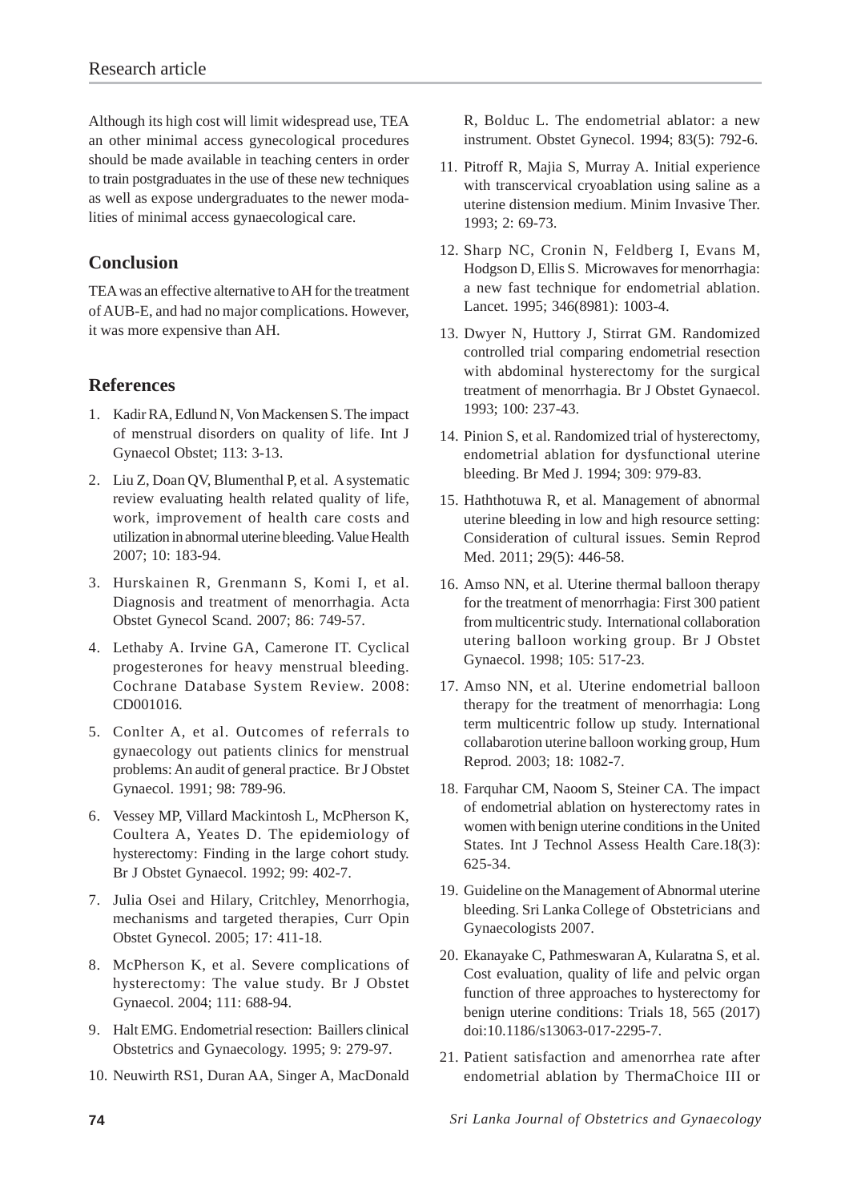Although its high cost will limit widespread use, TEA an other minimal access gynecological procedures should be made available in teaching centers in order to train postgraduates in the use of these new techniques as well as expose undergraduates to the newer modalities of minimal access gynaecological care.

## Conclusion

TEA was an effective alternative to AH for the treatment of AUB-E, and had no major complications. However, it was more expensive than AH.

## References

1. Kadir RA, Edlund N, Von Mackensen S. The impact of menstrual disorders on quality of life. Int J Gynaecol Obstet; 113: 3-13.
2. Liu Z, Doan QV, Blumenthal P, et al. A systematic review evaluating health related quality of life, work, improvement of health care costs and utilization in abnormal uterine bleeding. Value Health 2007; 10: 183-94.
3. Hurskainen R, Grenmann S, Komi I, et al. Diagnosis and treatment of menorrhagia. Acta Obstet Gynecol Scand. 2007; 86: 749-57.
4. Lethaby A. Irvine GA, Camerone IT. Cyclical progesterones for heavy menstrual bleeding. Cochrane Database System Review. 2008: CD001016.
5. Conlter A, et al. Outcomes of referrals to gynaecology out patients clinics for menstrual problems: An audit of general practice. Br J Obstet Gynaecol. 1991; 98: 789-96.
6. Vessey MP, Villard Mackintosh L, McPherson K, Coultera A, Yeates D. The epidemiology of hysterectomy: Finding in the large cohort study. Br J Obstet Gynaecol. 1992; 99: 402-7.
7. Julia Osei and Hilary, Critchley, Menorrhogia, mechanisms and targeted therapies, Curr Opin Obstet Gynecol. 2005; 17: 411-18.
8. McPherson K, et al. Severe complications of hysterectomy: The value study. Br J Obstet Gynaecol. 2004; 111: 688-94.
9. Halt EMG. Endometrial resection: Baillers clinical Obstetrics and Gynaecology. 1995; 9: 279-97.
10. Neuwirth RS1, Duran AA, Singer A, MacDonald R, Bolduc L. The endometrial ablator: a new instrument. Obstet Gynecol. 1994; 83(5): 792-6.
11. Pitroff R, Majia S, Murray A. Initial experience with transcervical cryoablation using saline as a uterine distension medium. Minim Invasive Ther. 1993; 2: 69-73.
12. Sharp NC, Cronin N, Feldberg I, Evans M, Hodgson D, Ellis S. Microwaves for menorrhagia: a new fast technique for endometrial ablation. Lancet. 1995; 346(8981): 1003-4.
13. Dwyer N, Huttory J, Stirrat GM. Randomized controlled trial comparing endometrial resection with abdominal hysterectomy for the surgical treatment of menorrhagia. Br J Obstet Gynaecol. 1993; 100: 237-43.
14. Pinion S, et al. Randomized trial of hysterectomy, endometrial ablation for dysfunctional uterine bleeding. Br Med J. 1994; 309: 979-83.
15. Haththotuwa R, et al. Management of abnormal uterine bleeding in low and high resource setting: Consideration of cultural issues. Semin Reprod Med. 2011; 29(5): 446-58.
16. Amso NN, et al. Uterine thermal balloon therapy for the treatment of menorrhagia: First 300 patient from multicentric study. International collaboration utering balloon working group. Br J Obstet Gynaecol. 1998; 105: 517-23.
17. Amso NN, et al. Uterine endometrial balloon therapy for the treatment of menorrhagia: Long term multicentric follow up study. International collabarotion uterine balloon working group, Hum Reprod. 2003; 18: 1082-7.
18. Farquhar CM, Naoom S, Steiner CA. The impact of endometrial ablation on hysterectomy rates in women with benign uterine conditions in the United States. Int J Technol Assess Health Care.18(3): 625-34.
19. Guideline on the Management of Abnormal uterine bleeding. Sri Lanka College of Obstetricians and Gynaecologists 2007.
20. Ekanayake C, Pathmeswaran A, Kularatna S, et al. Cost evaluation, quality of life and pelvic organ function of three approaches to hysterectomy for benign uterine conditions: Trials 18, 565 (2017) doi:10.1186/s13063-017-2295-7.
21. Patient satisfaction and amenorrhea rate after endometrial ablation by ThermaChoice III or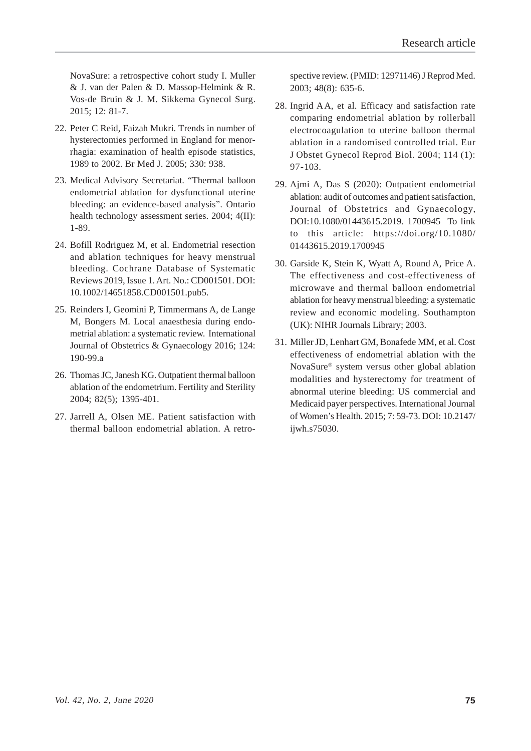NovaSure: a retrospective cohort study I. Muller & J. van der Palen & D. Massop-Helmink & R. Vos-de Bruin & J. M. Sikkema Gynecol Surg. 2015; 12: 81-7.

22. Peter C Reid, Faizah Mukri. Trends in number of hysterectomies performed in England for menorrhagia: examination of health episode statistics, 1989 to 2002. Br Med J. 2005; 330: 938.

23. Medical Advisory Secretariat. "Thermal balloon endometrial ablation for dysfunctional uterine bleeding: an evidence-based analysis". Ontario health technology assessment series. 2004; 4(II): 1-89.

24. Bofill Rodriguez M, et al. Endometrial resection and ablation techniques for heavy menstrual bleeding. Cochrane Database of Systematic Reviews 2019, Issue 1. Art. No.: CD001501. DOI: 10.1002/14651858.CD001501.pub5.

25. Reinders I, Geomini P, Timmermans A, de Lange M, Bongers M. Local anaesthesia during endometrial ablation: a systematic review. International Journal of Obstetrics & Gynaecology 2016; 124: 190-99.a

26. Thomas JC, Janesh KG. Outpatient thermal balloon ablation of the endometrium. Fertility and Sterility 2004; 82(5); 1395-401.

27. Jarrell A, Olsen ME. Patient satisfaction with thermal balloon endometrial ablation. A retrospective review. (PMID: 12971146) J Reprod Med. 2003; 48(8): 635-6.

28. Ingrid AA, et al. Efficacy and satisfaction rate comparing endometrial ablation by rollerball electrocoagulation to uterine balloon thermal ablation in a randomised controlled trial. Eur J Obstet Gynecol Reprod Biol. 2004; 114 (1): 97-103.

29. Ajmi A, Das S (2020): Outpatient endometrial ablation: audit of outcomes and patient satisfaction, Journal of Obstetrics and Gynaecology, DOI:10.1080/01443615.2019. 1700945 To link to this article: https://doi.org/10.1080/01443615.2019.1700945

30. Garside K, Stein K, Wyatt A, Round A, Price A. The effectiveness and cost-effectiveness of microwave and thermal balloon endometrial ablation for heavy menstrual bleeding: a systematic review and economic modeling. Southampton (UK): NIHR Journals Library; 2003.

31. Miller JD, Lenhart GM, Bonafede MM, et al. Cost effectiveness of endometrial ablation with the NovaSure® system versus other global ablation modalities and hysterectomy for treatment of abnormal uterine bleeding: US commercial and Medicaid payer perspectives. International Journal of Women's Health. 2015; 7: 59-73. DOI: 10.2147/ijwh.s75030.